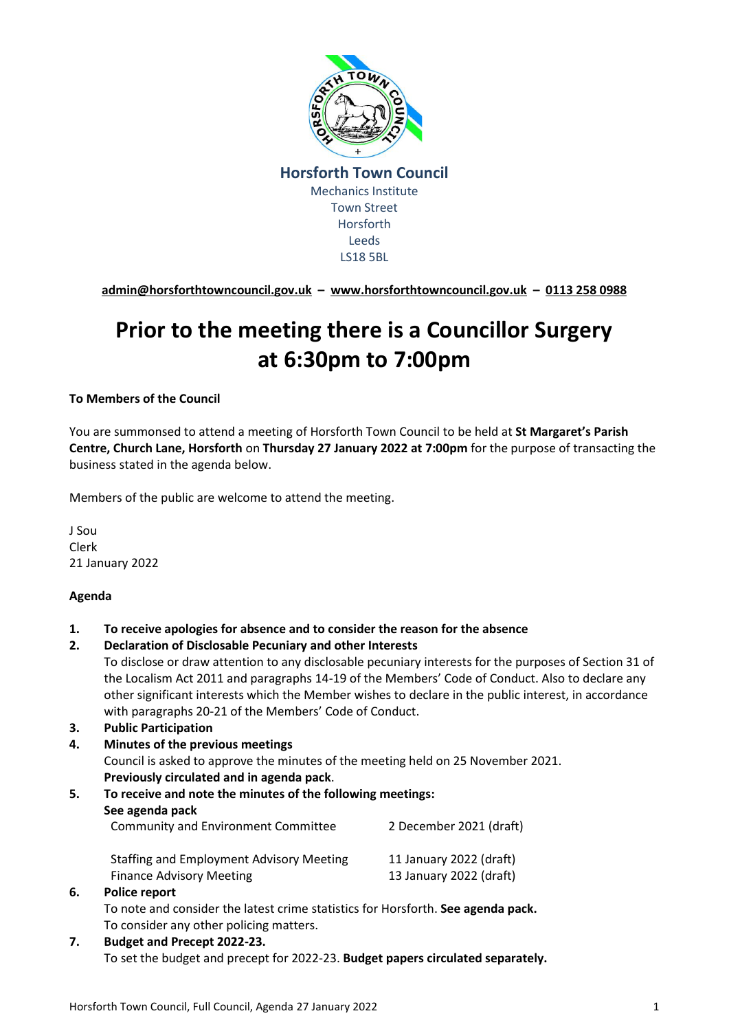**Horsforth Town Council**
Mechanics Institute
Town Street
Horsforth
Leeds
LS18 5BL

admin@horsforthtowncouncil.gov.uk – www.horsforthtowncouncil.gov.uk – 0113 258 0988

# Prior to the meeting there is a Councillor Surgery at 6:30pm to 7:00pm

**To Members of the Council**

You are summonsed to attend a meeting of Horsforth Town Council to be held at **St Margaret's Parish Centre, Church Lane, Horsforth** on **Thursday 27 January 2022 at 7:00pm** for the purpose of transacting the business stated in the agenda below.

Members of the public are welcome to attend the meeting.

J Sou
Clerk
21 January 2022

**Agenda**

1. **To receive apologies for absence and to consider the reason for the absence**
2. **Declaration of Disclosable Pecuniary and other Interests**
   To disclose or draw attention to any disclosable pecuniary interests for the purposes of Section 31 of the Localism Act 2011 and paragraphs 14-19 of the Members' Code of Conduct. Also to declare any other significant interests which the Member wishes to declare in the public interest, in accordance with paragraphs 20-21 of the Members' Code of Conduct.
3. **Public Participation**
4. **Minutes of the previous meetings**
   Council is asked to approve the minutes of the meeting held on 25 November 2021.
   **Previously circulated and in agenda pack**.
5. **To receive and note the minutes of the following meetings:**
   **See agenda pack**

   | | |
   |---|---|
   | Community and Environment Committee | 2 December 2021 (draft) |
   | Staffing and Employment Advisory Meeting | 11 January 2022 (draft) |
   | Finance Advisory Meeting | 13 January 2022 (draft) |

6. **Police report**
   To note and consider the latest crime statistics for Horsforth. **See agenda pack.**
   To consider any other policing matters.
7. **Budget and Precept 2022-23.**
   To set the budget and precept for 2022-23. **Budget papers circulated separately.**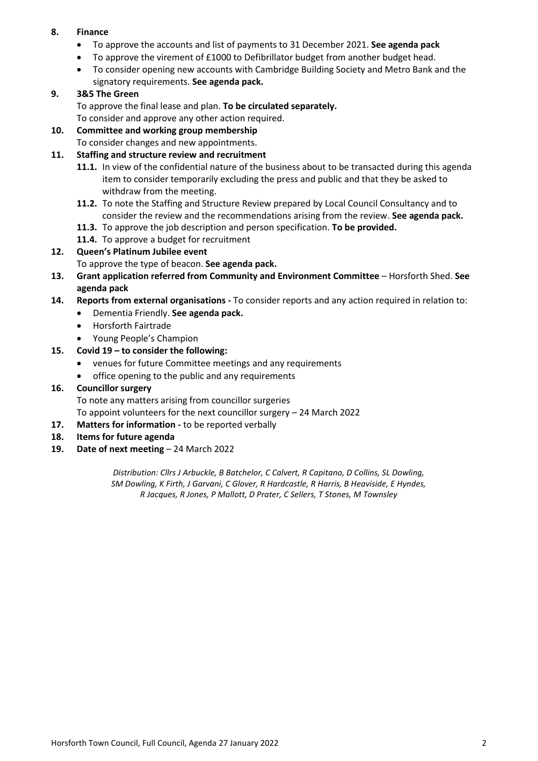8. **Finance**
    - To approve the accounts and list of payments to 31 December 2021. **See agenda pack**
    - To approve the virement of £1000 to Defibrillator budget from another budget head.
    - To consider opening new accounts with Cambridge Building Society and Metro Bank and the signatory requirements. **See agenda pack.**
9. **3&5 The Green**
   To approve the final lease and plan. **To be circulated separately.**
   To consider and approve any other action required.
10. **Committee and working group membership**
    To consider changes and new appointments.
11. **Staffing and structure review and recruitment**
    **11.1.** In view of the confidential nature of the business about to be transacted during this agenda item to consider temporarily excluding the press and public and that they be asked to withdraw from the meeting.
    **11.2.** To note the Staffing and Structure Review prepared by Local Council Consultancy and to consider the review and the recommendations arising from the review. **See agenda pack.**
    **11.3.** To approve the job description and person specification. **To be provided.**
    **11.4.** To approve a budget for recruitment
12. **Queen's Platinum Jubilee event**
    To approve the type of beacon. **See agenda pack.**
13. **Grant application referred from Community and Environment Committee** – Horsforth Shed. **See agenda pack**
14. **Reports from external organisations -** To consider reports and any action required in relation to:
    - Dementia Friendly. **See agenda pack.**
    - Horsforth Fairtrade
    - Young People's Champion
15. **Covid 19 – to consider the following:**
    - venues for future Committee meetings and any requirements
    - office opening to the public and any requirements
16. **Councillor surgery**
    To note any matters arising from councillor surgeries
    To appoint volunteers for the next councillor surgery – 24 March 2022
17. **Matters for information -** to be reported verbally
18. **Items for future agenda**
19. **Date of next meeting** – 24 March 2022

*Distribution: Cllrs J Arbuckle, B Batchelor, C Calvert, R Capitano, D Collins, SL Dowling, SM Dowling, K Firth, J Garvani, C Glover, R Hardcastle, R Harris, B Heaviside, E Hyndes, R Jacques, R Jones, P Mallott, D Prater, C Sellers, T Stones, M Townsley*